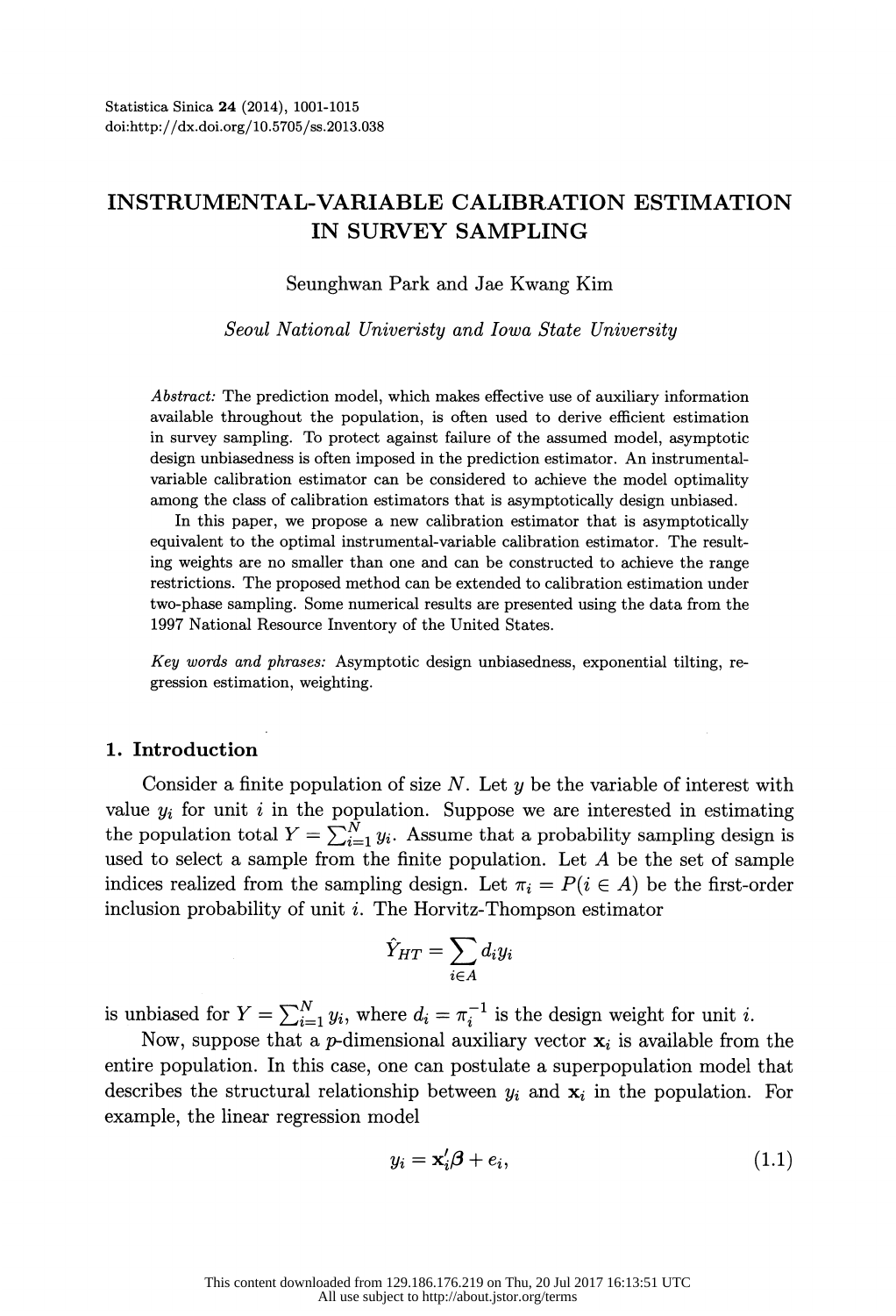# INSTRUMENTAL-VARIABLE CALIBRATION ESTIMATION IN SURVEY SAMPLING

Seunghwan Park and Jae Kwang Kim

*Seoul National Univeristy and Iowa State University*

*Abstract:* The prediction model, which makes effective use of auxiliary information available throughout the population, is often used to derive efficient estimation in survey sampling. To protect against failure of the assumed model, asymptotic design unbiasedness is often imposed in the prediction estimator. An instrumental-variable calibration estimator can be considered to achieve the model optimality among the class of calibration estimators that is asymptotically design unbiased.

In this paper, we propose a new calibration estimator that is asymptotically equivalent to the optimal instrumental-variable calibration estimator. The resulting weights are no smaller than one and can be constructed to achieve the range restrictions. The proposed method can be extended to calibration estimation under two-phase sampling. Some numerical results are presented using the data from the 1997 National Resource Inventory of the United States.

*Key words and phrases:* Asymptotic design unbiasedness, exponential tilting, regression estimation, weighting.

## 1. Introduction

Consider a finite population of size $N$. Let $y$ be the variable of interest with value $y_i$ for unit $i$ in the population. Suppose we are interested in estimating the population total $Y = \sum_{i=1}^{N} y_i$. Assume that a probability sampling design is used to select a sample from the finite population. Let $A$ be the set of sample indices realized from the sampling design. Let $\pi_i = P(i \in A)$ be the first-order inclusion probability of unit $i$. The Horvitz-Thompson estimator

$$\hat{Y}_{HT} = \sum_{i \in A} d_i y_i$$

is unbiased for $Y = \sum_{i=1}^{N} y_i$, where $d_i = \pi_i^{-1}$ is the design weight for unit $i$.

Now, suppose that a $p$-dimensional auxiliary vector $\mathbf{x}_i$ is available from the entire population. In this case, one can postulate a superpopulation model that describes the structural relationship between $y_i$ and $\mathbf{x}_i$ in the population. For example, the linear regression model

$$y_i = \mathbf{x}_i' \boldsymbol{\beta} + e_i, \tag{1.1}$$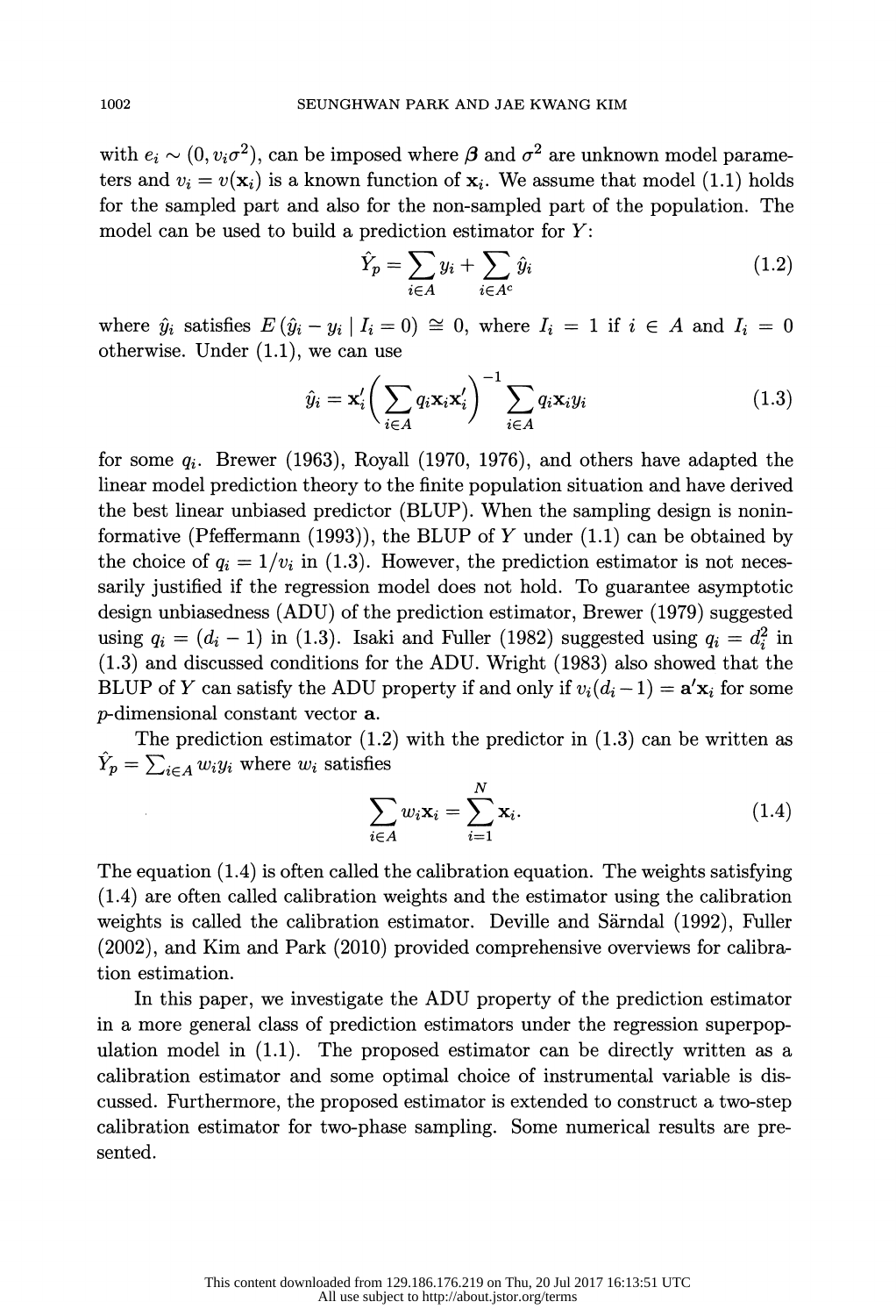with $e_i \sim (0, v_i\sigma^2)$, can be imposed where $\boldsymbol{\beta}$ and $\sigma^2$ are unknown model parameters and $v_i = v(\mathbf{x}_i)$ is a known function of $\mathbf{x}_i$. We assume that model (1.1) holds for the sampled part and also for the non-sampled part of the population. The model can be used to build a prediction estimator for $Y$:

$$\hat{Y}_p = \sum_{i\in A} y_i + \sum_{i\in A^c} \hat{y}_i \tag{1.2}$$

where $\hat{y}_i$ satisfies $E\left(\hat{y}_i - y_i \mid I_i = 0\right) \cong 0$, where $I_i = 1$ if $i \in A$ and $I_i = 0$ otherwise. Under (1.1), we can use

$$\hat{y}_i = \mathbf{x}_i'\Bigg(\sum_{i\in A} q_i\mathbf{x}_i\mathbf{x}_i'\Bigg)^{-1}\sum_{i\in A} q_i\mathbf{x}_i y_i \tag{1.3}$$

for some $q_i$. Brewer (1963), Royall (1970, 1976), and others have adapted the linear model prediction theory to the finite population situation and have derived the best linear unbiased predictor (BLUP). When the sampling design is noninformative (Pfeffermann (1993)), the BLUP of $Y$ under (1.1) can be obtained by the choice of $q_i = 1/v_i$ in (1.3). However, the prediction estimator is not necessarily justified if the regression model does not hold. To guarantee asymptotic design unbiasedness (ADU) of the prediction estimator, Brewer (1979) suggested using $q_i = (d_i - 1)$ in (1.3). Isaki and Fuller (1982) suggested using $q_i = d_i^2$ in (1.3) and discussed conditions for the ADU. Wright (1983) also showed that the BLUP of $Y$ can satisfy the ADU property if and only if $v_i(d_i - 1) = \mathbf{a}'\mathbf{x}_i$ for some $p$-dimensional constant vector $\mathbf{a}$.

The prediction estimator (1.2) with the predictor in (1.3) can be written as $\hat{Y}_p = \sum_{i\in A} w_i y_i$ where $w_i$ satisfies

$$\sum_{i\in A} w_i\mathbf{x}_i = \sum_{i=1}^{N} \mathbf{x}_i. \tag{1.4}$$

The equation (1.4) is often called the calibration equation. The weights satisfying (1.4) are often called calibration weights and the estimator using the calibration weights is called the calibration estimator. Deville and Särndal (1992), Fuller (2002), and Kim and Park (2010) provided comprehensive overviews for calibration estimation.

In this paper, we investigate the ADU property of the prediction estimator in a more general class of prediction estimators under the regression superpopulation model in (1.1). The proposed estimator can be directly written as a calibration estimator and some optimal choice of instrumental variable is discussed. Furthermore, the proposed estimator is extended to construct a two-step calibration estimator for two-phase sampling. Some numerical results are presented.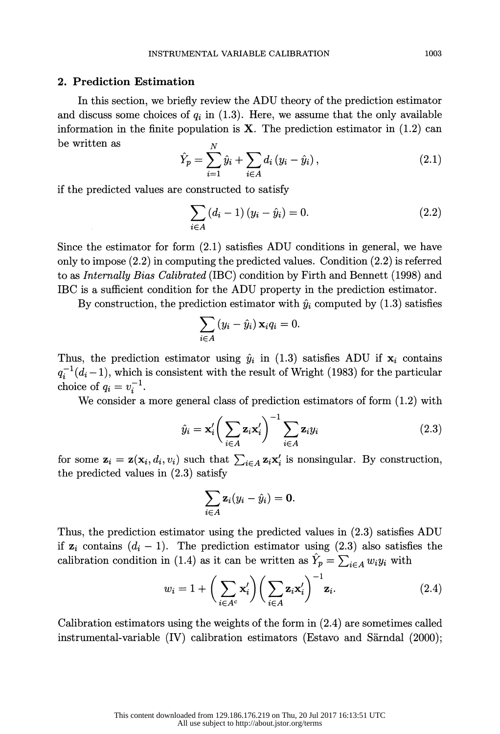## 2. Prediction Estimation

In this section, we briefly review the ADU theory of the prediction estimator and discuss some choices of $q_i$ in (1.3). Here, we assume that the only available information in the finite population is $\mathbf{X}$. The prediction estimator in (1.2) can be written as

$$\hat{Y}_p = \sum_{i=1}^{N} \hat{y}_i + \sum_{i \in A} d_i (y_i - \hat{y}_i), \tag{2.1}$$

if the predicted values are constructed to satisfy

$$\sum_{i \in A} (d_i - 1)(y_i - \hat{y}_i) = 0. \tag{2.2}$$

Since the estimator for form (2.1) satisfies ADU conditions in general, we have only to impose (2.2) in computing the predicted values. Condition (2.2) is referred to as *Internally Bias Calibrated* (IBC) condition by Firth and Bennett (1998) and IBC is a sufficient condition for the ADU property in the prediction estimator.

By construction, the prediction estimator with $\hat{y}_i$ computed by (1.3) satisfies

$$\sum_{i \in A} (y_i - \hat{y}_i) \mathbf{x}_i q_i = 0.$$

Thus, the prediction estimator using $\hat{y}_i$ in (1.3) satisfies ADU if $\mathbf{x}_i$ contains $q_i^{-1}(d_i - 1)$, which is consistent with the result of Wright (1983) for the particular choice of $q_i = v_i^{-1}$.

We consider a more general class of prediction estimators of form (1.2) with

$$\hat{y}_i = \mathbf{x}_i' \Big( \sum_{i \in A} \mathbf{z}_i \mathbf{x}_i' \Big)^{-1} \sum_{i \in A} \mathbf{z}_i y_i \tag{2.3}$$

for some $\mathbf{z}_i = \mathbf{z}(\mathbf{x}_i, d_i, v_i)$ such that $\sum_{i \in A} \mathbf{z}_i \mathbf{x}_i'$ is nonsingular. By construction, the predicted values in (2.3) satisfy

$$\sum_{i \in A} \mathbf{z}_i (y_i - \hat{y}_i) = \mathbf{0}.$$

Thus, the prediction estimator using the predicted values in (2.3) satisfies ADU if $\mathbf{z}_i$ contains $(d_i - 1)$. The prediction estimator using (2.3) also satisfies the calibration condition in (1.4) as it can be written as $\hat{Y}_p = \sum_{i \in A} w_i y_i$ with

$$w_i = 1 + \Big( \sum_{i \in A^c} \mathbf{x}_i' \Big) \Big( \sum_{i \in A} \mathbf{z}_i \mathbf{x}_i' \Big)^{-1} \mathbf{z}_i. \tag{2.4}$$

Calibration estimators using the weights of the form in (2.4) are sometimes called instrumental-variable (IV) calibration estimators (Estavo and Särndal (2000);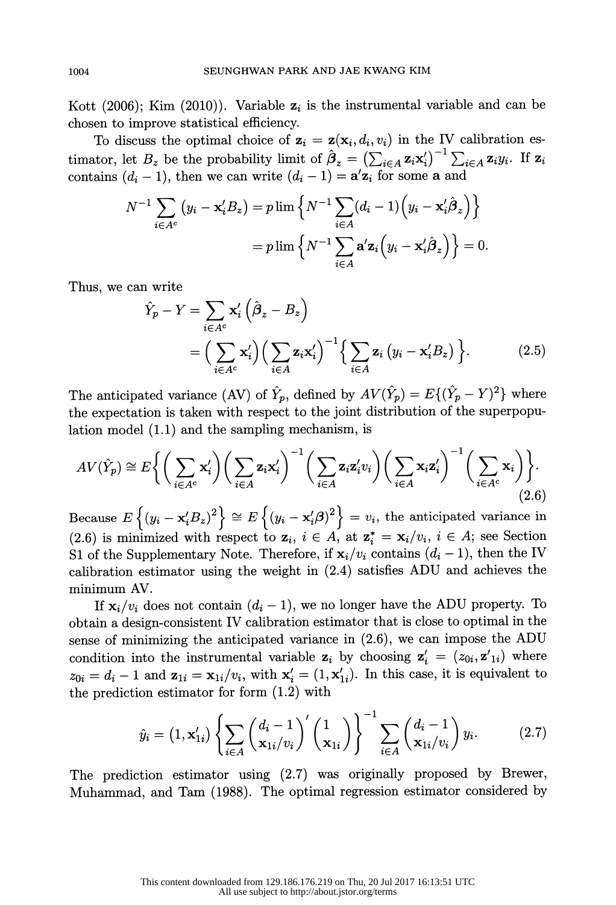Kott (2006); Kim (2010)). Variable $\mathbf{z}_i$ is the instrumental variable and can be chosen to improve statistical efficiency.

To discuss the optimal choice of $\mathbf{z}_i = \mathbf{z}(\mathbf{x}_i, d_i, v_i)$ in the IV calibration estimator, let $B_z$ be the probability limit of $\hat{\boldsymbol{\beta}}_z = \left(\sum_{i\in A} \mathbf{z}_i \mathbf{x}_i'\right)^{-1} \sum_{i\in A} \mathbf{z}_i y_i$. If $\mathbf{z}_i$ contains $(d_i - 1)$, then we can write $(d_i - 1) = \mathbf{a}'\mathbf{z}_i$ for some $\mathbf{a}$ and

$$
\begin{aligned}
N^{-1} \sum_{i\in A^c} \left(y_i - \mathbf{x}_i' B_z\right) &= p\lim \left\{ N^{-1} \sum_{i\in A} (d_i - 1)\left(y_i - \mathbf{x}_i'\hat{\boldsymbol{\beta}}_z\right)\right\} \\
&= p\lim \left\{ N^{-1} \sum_{i\in A} \mathbf{a}'\mathbf{z}_i \left(y_i - \mathbf{x}_i'\hat{\boldsymbol{\beta}}_z\right)\right\} = 0.
\end{aligned}
$$

Thus, we can write

$$
\begin{aligned}
\hat{Y}_p - Y &= \sum_{i\in A^c} \mathbf{x}_i' \left(\hat{\boldsymbol{\beta}}_z - B_z\right) \\
&= \Big(\sum_{i\in A^c} \mathbf{x}_i'\Big)\Big(\sum_{i\in A} \mathbf{z}_i \mathbf{x}_i'\Big)^{-1} \Big\{ \sum_{i\in A} \mathbf{z}_i \left(y_i - \mathbf{x}_i' B_z\right)\Big\}. \qquad (2.5)
\end{aligned}
$$

The anticipated variance (AV) of $\hat{Y}_p$, defined by $AV(\hat{Y}_p) = E\{(\hat{Y}_p - Y)^2\}$ where the expectation is taken with respect to the joint distribution of the superpopulation model (1.1) and the sampling mechanism, is

$$
AV(\hat{Y}_p) \cong E\bigg\{ \Big(\sum_{i\in A^c} \mathbf{x}_i'\Big)\Big(\sum_{i\in A} \mathbf{z}_i \mathbf{x}_i'\Big)^{-1} \Big(\sum_{i\in A} \mathbf{z}_i \mathbf{z}_i' v_i\Big)\Big(\sum_{i\in A} \mathbf{x}_i \mathbf{z}_i'\Big)^{-1}\Big(\sum_{i\in A^c} \mathbf{x}_i\Big)\bigg\}. \qquad (2.6)
$$

Because $E\left\{(y_i - \mathbf{x}_i' B_z)^2\right\} \cong E\left\{(y_i - \mathbf{x}_i'\boldsymbol{\beta})^2\right\} = v_i$, the anticipated variance in (2.6) is minimized with respect to $\mathbf{z}_i$, $i \in A$, at $\mathbf{z}_i^* = \mathbf{x}_i / v_i$, $i \in A$; see Section S1 of the Supplementary Note. Therefore, if $\mathbf{x}_i / v_i$ contains $(d_i - 1)$, then the IV calibration estimator using the weight in (2.4) satisfies ADU and achieves the minimum AV.

If $\mathbf{x}_i / v_i$ does not contain $(d_i - 1)$, we no longer have the ADU property. To obtain a design-consistent IV calibration estimator that is close to optimal in the sense of minimizing the anticipated variance in (2.6), we can impose the ADU condition into the instrumental variable $\mathbf{z}_i$ by choosing $\mathbf{z}_i' = (z_{0i}, \mathbf{z}'_{1i})$ where $z_{0i} = d_i - 1$ and $\mathbf{z}_{1i} = \mathbf{x}_{1i}/v_i$, with $\mathbf{x}_i' = (1, \mathbf{x}_{1i}')$. In this case, it is equivalent to the prediction estimator for form (1.2) with

$$
\hat{y}_i = \left(1, \mathbf{x}_{1i}'\right) \left\{ \sum_{i\in A} \begin{pmatrix} d_i - 1 \\ \mathbf{x}_{1i}/v_i \end{pmatrix}' \begin{pmatrix} 1 \\ \mathbf{x}_{1i} \end{pmatrix} \right\}^{-1} \sum_{i\in A} \begin{pmatrix} d_i - 1 \\ \mathbf{x}_{1i}/v_i \end{pmatrix} y_i. \qquad (2.7)
$$

The prediction estimator using (2.7) was originally proposed by Brewer, Muhammad, and Tam (1988). The optimal regression estimator considered by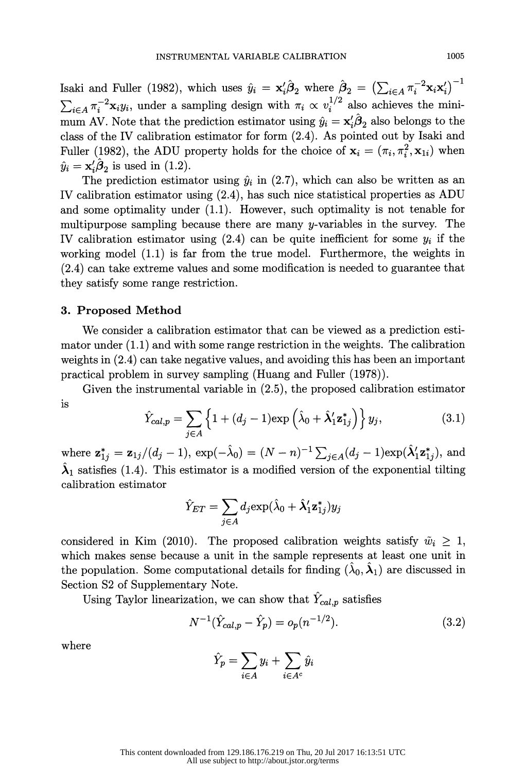Isaki and Fuller (1982), which uses $\hat{y}_i = \mathbf{x}_i'\hat{\boldsymbol{\beta}}_2$ where $\hat{\boldsymbol{\beta}}_2 = \left(\sum_{i\in A}\pi_i^{-2}\mathbf{x}_i\mathbf{x}_i'\right)^{-1}$ $\sum_{i\in A}\pi_i^{-2}\mathbf{x}_i y_i$, under a sampling design with $\pi_i \propto v_i^{1/2}$ also achieves the minimum AV. Note that the prediction estimator using $\hat{y}_i = \mathbf{x}_i'\hat{\boldsymbol{\beta}}_2$ also belongs to the class of the IV calibration estimator for form (2.4). As pointed out by Isaki and Fuller (1982), the ADU property holds for the choice of $\mathbf{x}_i = (\pi_i, \pi_i^2, \mathbf{x}_{1i})$ when $\hat{y}_i = \mathbf{x}_i'\hat{\boldsymbol{\beta}}_2$ is used in (1.2).

The prediction estimator using $\hat{y}_i$ in (2.7), which can also be written as an IV calibration estimator using (2.4), has such nice statistical properties as ADU and some optimality under (1.1). However, such optimality is not tenable for multipurpose sampling because there are many $y$-variables in the survey. The IV calibration estimator using (2.4) can be quite inefficient for some $y_i$ if the working model (1.1) is far from the true model. Furthermore, the weights in (2.4) can take extreme values and some modification is needed to guarantee that they satisfy some range restriction.

## 3. Proposed Method

We consider a calibration estimator that can be viewed as a prediction estimator under (1.1) and with some range restriction in the weights. The calibration weights in (2.4) can take negative values, and avoiding this has been an important practical problem in survey sampling (Huang and Fuller (1978)).

Given the instrumental variable in (2.5), the proposed calibration estimator is

$$\hat{Y}_{cal,p} = \sum_{j\in A}\left\{1 + (d_j - 1)\exp\left(\hat{\lambda}_0 + \hat{\boldsymbol{\lambda}}_1'\mathbf{z}_{1j}^*\right)\right\} y_j, \tag{3.1}$$

where $\mathbf{z}_{1j}^* = \mathbf{z}_{1j}/(d_j - 1)$, $\exp(-\hat{\lambda}_0) = (N-n)^{-1}\sum_{j\in A}(d_j - 1)\exp(\hat{\boldsymbol{\lambda}}_1'\mathbf{z}_{1j}^*)$, and $\hat{\boldsymbol{\lambda}}_1$ satisfies (1.4). This estimator is a modified version of the exponential tilting calibration estimator

$$\hat{Y}_{ET} = \sum_{j\in A} d_j \exp(\hat{\lambda}_0 + \hat{\boldsymbol{\lambda}}_1'\mathbf{z}_{1j}^*) y_j$$

considered in Kim (2010). The proposed calibration weights satisfy $\tilde{w}_i \geq 1$, which makes sense because a unit in the sample represents at least one unit in the population. Some computational details for finding $(\hat{\lambda}_0, \hat{\boldsymbol{\lambda}}_1)$ are discussed in Section S2 of Supplementary Note.

Using Taylor linearization, we can show that $\hat{Y}_{cal,p}$ satisfies

$$N^{-1}(\hat{Y}_{cal,p} - \hat{Y}_p) = o_p(n^{-1/2}). \tag{3.2}$$

where

$$\hat{Y}_p = \sum_{i\in A} y_i + \sum_{i\in A^c}\hat{y}_i$$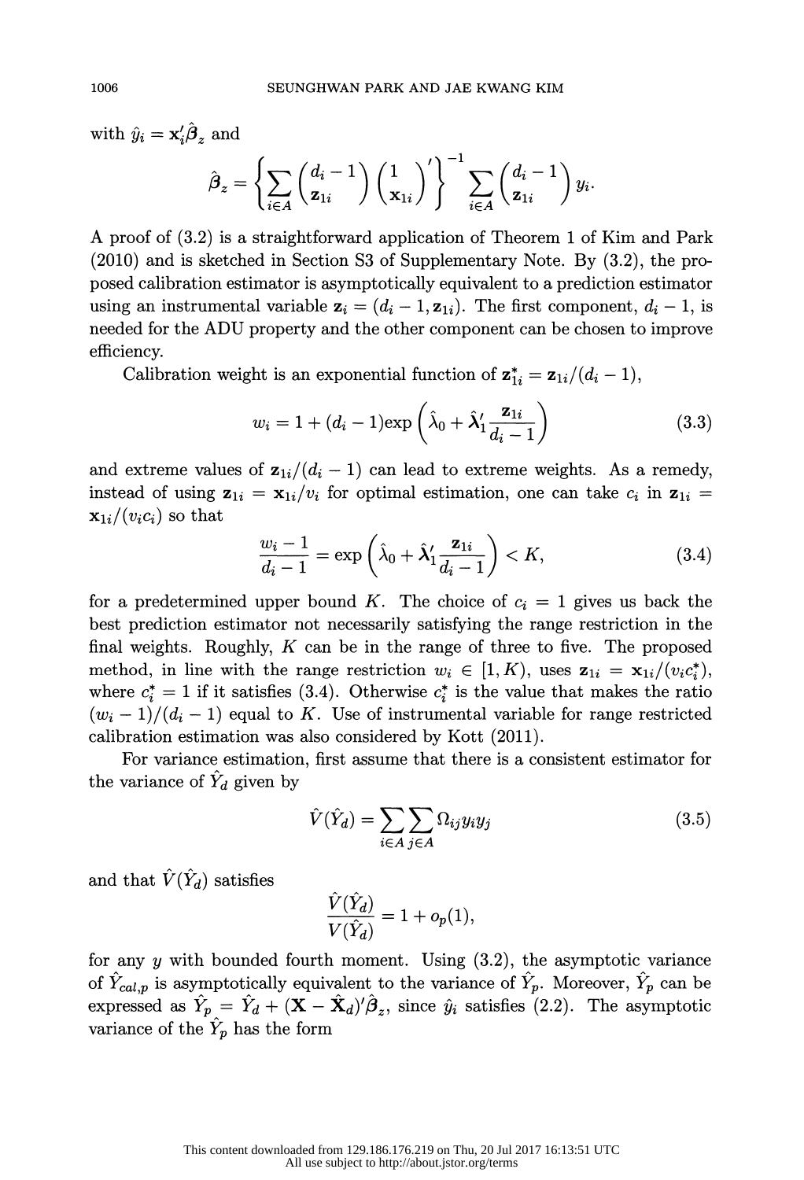with $\hat{y}_i = \mathbf{x}_i'\hat{\boldsymbol{\beta}}_z$ and

$$\hat{\boldsymbol{\beta}}_z = \left\{ \sum_{i \in A} \begin{pmatrix} d_i - 1 \\ \mathbf{z}_{1i} \end{pmatrix} \begin{pmatrix} 1 \\ \mathbf{x}_{1i} \end{pmatrix}' \right\}^{-1} \sum_{i \in A} \begin{pmatrix} d_i - 1 \\ \mathbf{z}_{1i} \end{pmatrix} y_i.$$

A proof of (3.2) is a straightforward application of Theorem 1 of Kim and Park (2010) and is sketched in Section S3 of Supplementary Note. By (3.2), the proposed calibration estimator is asymptotically equivalent to a prediction estimator using an instrumental variable $\mathbf{z}_i = (d_i - 1, \mathbf{z}_{1i})$. The first component, $d_i - 1$, is needed for the ADU property and the other component can be chosen to improve efficiency.

Calibration weight is an exponential function of $\mathbf{z}_{1i}^* = \mathbf{z}_{1i}/(d_i - 1)$,

$$w_i = 1 + (d_i - 1)\exp\left( \hat{\lambda}_0 + \hat{\boldsymbol{\lambda}}_1' \frac{\mathbf{z}_{1i}}{d_i - 1} \right) \tag{3.3}$$

and extreme values of $\mathbf{z}_{1i}/(d_i - 1)$ can lead to extreme weights. As a remedy, instead of using $\mathbf{z}_{1i} = \mathbf{x}_{1i}/v_i$ for optimal estimation, one can take $c_i$ in $\mathbf{z}_{1i} = \mathbf{x}_{1i}/(v_i c_i)$ so that

$$\frac{w_i - 1}{d_i - 1} = \exp\left( \hat{\lambda}_0 + \hat{\boldsymbol{\lambda}}_1' \frac{\mathbf{z}_{1i}}{d_i - 1} \right) < K, \tag{3.4}$$

for a predetermined upper bound $K$. The choice of $c_i = 1$ gives us back the best prediction estimator not necessarily satisfying the range restriction in the final weights. Roughly, $K$ can be in the range of three to five. The proposed method, in line with the range restriction $w_i \in [1, K)$, uses $\mathbf{z}_{1i} = \mathbf{x}_{1i}/(v_i c_i^*)$, where $c_i^* = 1$ if it satisfies (3.4). Otherwise $c_i^*$ is the value that makes the ratio $(w_i - 1)/(d_i - 1)$ equal to $K$. Use of instrumental variable for range restricted calibration estimation was also considered by Kott (2011).

For variance estimation, first assume that there is a consistent estimator for the variance of $\hat{Y}_d$ given by

$$\hat{V}(\hat{Y}_d) = \sum_{i \in A} \sum_{j \in A} \Omega_{ij} y_i y_j \tag{3.5}$$

and that $\hat{V}(\hat{Y}_d)$ satisfies

$$\frac{\hat{V}(\hat{Y}_d)}{V(\hat{Y}_d)} = 1 + o_p(1),$$

for any $y$ with bounded fourth moment. Using (3.2), the asymptotic variance of $\hat{Y}_{cal,p}$ is asymptotically equivalent to the variance of $\hat{Y}_p$. Moreover, $\hat{Y}_p$ can be expressed as $\hat{Y}_p = \hat{Y}_d + (\mathbf{X} - \hat{\mathbf{X}}_d)'\hat{\boldsymbol{\beta}}_z$, since $\hat{y}_i$ satisfies (2.2). The asymptotic variance of the $\hat{Y}_p$ has the form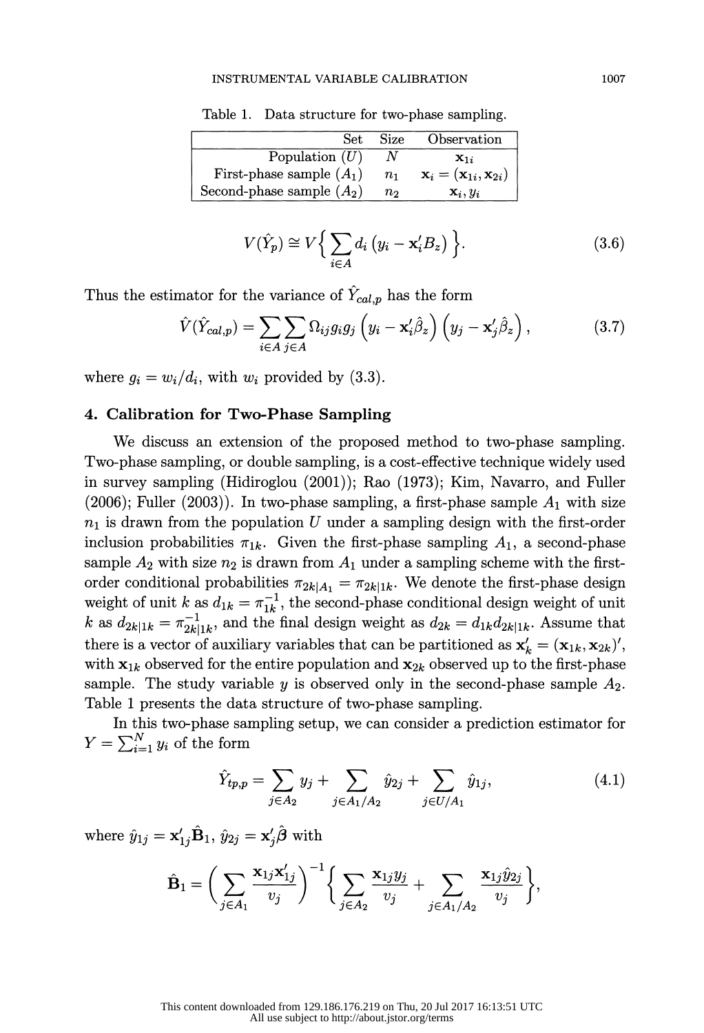Table 1. Data structure for two-phase sampling.

| Set | Size | Observation |
|---|---|---|
| Population ($U$) | $N$ | $\mathbf{x}_{1i}$ |
| First-phase sample ($A_1$) | $n_1$ | $\mathbf{x}_i = (\mathbf{x}_{1i}, \mathbf{x}_{2i})$ |
| Second-phase sample ($A_2$) | $n_2$ | $\mathbf{x}_i, y_i$ |

$$V(\hat{Y}_p) \cong V\Big\{ \sum_{i \in A} d_i \left( y_i - \mathbf{x}_i' B_z \right) \Big\}. \tag{3.6}$$

Thus the estimator for the variance of $\hat{Y}_{cal,p}$ has the form

$$\hat{V}(\hat{Y}_{cal,p}) = \sum_{i \in A} \sum_{j \in A} \Omega_{ij} g_i g_j \left( y_i - \mathbf{x}_i' \hat{\beta}_z \right) \left( y_j - \mathbf{x}_j' \hat{\beta}_z \right), \tag{3.7}$$

where $g_i = w_i / d_i$, with $w_i$ provided by (3.3).

## 4. Calibration for Two-Phase Sampling

We discuss an extension of the proposed method to two-phase sampling. Two-phase sampling, or double sampling, is a cost-effective technique widely used in survey sampling (Hidiroglou (2001)); Rao (1973); Kim, Navarro, and Fuller (2006); Fuller (2003)). In two-phase sampling, a first-phase sample $A_1$ with size $n_1$ is drawn from the population $U$ under a sampling design with the first-order inclusion probabilities $\pi_{1k}$. Given the first-phase sampling $A_1$, a second-phase sample $A_2$ with size $n_2$ is drawn from $A_1$ under a sampling scheme with the first-order conditional probabilities $\pi_{2k|A_1} = \pi_{2k|1k}$. We denote the first-phase design weight of unit $k$ as $d_{1k} = \pi_{1k}^{-1}$, the second-phase conditional design weight of unit $k$ as $d_{2k|1k} = \pi_{2k|1k}^{-1}$, and the final design weight as $d_{2k} = d_{1k} d_{2k|1k}$. Assume that there is a vector of auxiliary variables that can be partitioned as $\mathbf{x}_k' = (\mathbf{x}_{1k}, \mathbf{x}_{2k})'$, with $\mathbf{x}_{1k}$ observed for the entire population and $\mathbf{x}_{2k}$ observed up to the first-phase sample. The study variable $y$ is observed only in the second-phase sample $A_2$. Table 1 presents the data structure of two-phase sampling.

In this two-phase sampling setup, we can consider a prediction estimator for $Y = \sum_{i=1}^{N} y_i$ of the form

$$\hat{Y}_{tp,p} = \sum_{j \in A_2} y_j + \sum_{j \in A_1/A_2} \hat{y}_{2j} + \sum_{j \in U/A_1} \hat{y}_{1j}, \tag{4.1}$$

where $\hat{y}_{1j} = \mathbf{x}_{1j}' \hat{\mathbf{B}}_1$, $\hat{y}_{2j} = \mathbf{x}_j' \hat{\boldsymbol{\beta}}$ with

$$\hat{\mathbf{B}}_1 = \Big( \sum_{j \in A_1} \frac{\mathbf{x}_{1j} \mathbf{x}_{1j}'}{v_j} \Big)^{-1} \Big\{ \sum_{j \in A_2} \frac{\mathbf{x}_{1j} y_j}{v_j} + \sum_{j \in A_1/A_2} \frac{\mathbf{x}_{1j} \hat{y}_{2j}}{v_j} \Big\},$$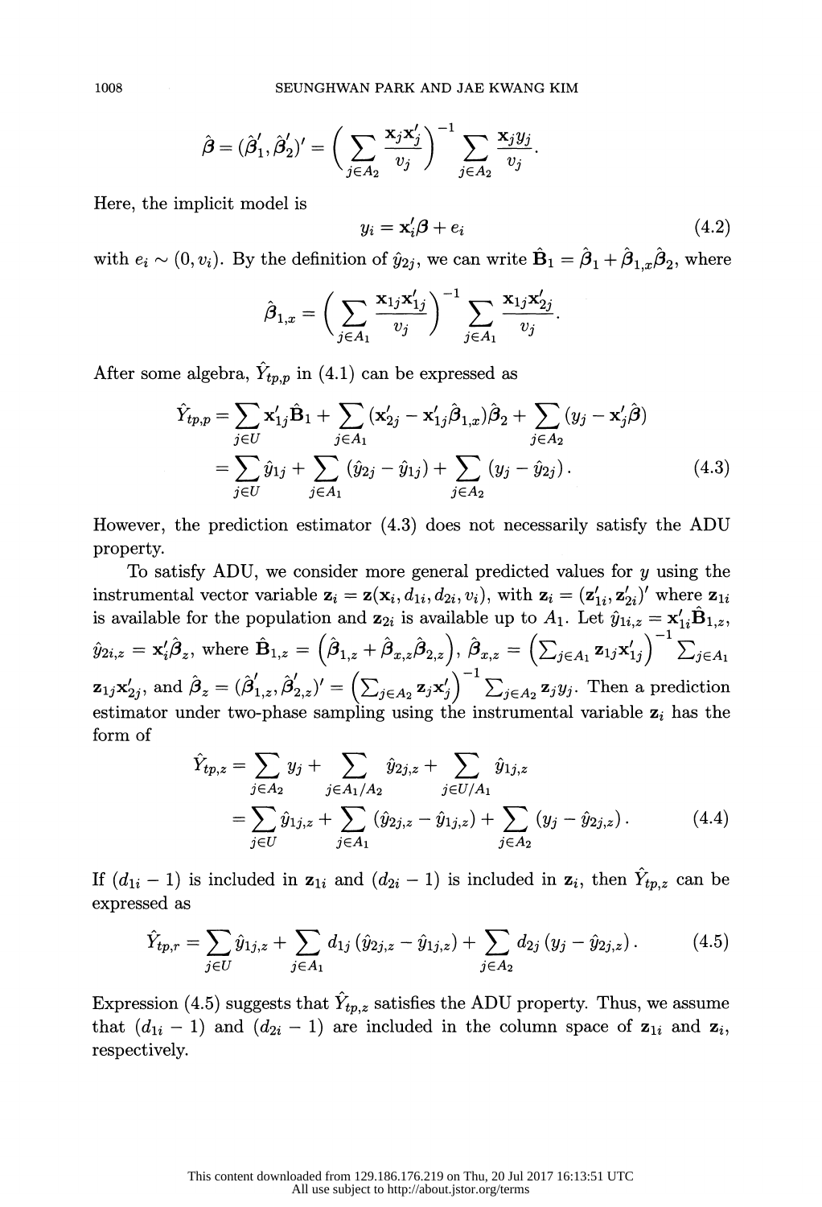$$\hat{\boldsymbol{\beta}} = (\hat{\boldsymbol{\beta}}_1', \hat{\boldsymbol{\beta}}_2')' = \left( \sum_{j \in A_2} \frac{\mathbf{x}_j \mathbf{x}_j'}{v_j} \right)^{-1} \sum_{j \in A_2} \frac{\mathbf{x}_j y_j}{v_j}.$$

Here, the implicit model is

$$y_i = \mathbf{x}_i' \boldsymbol{\beta} + e_i \tag{4.2}$$

with $e_i \sim (0, v_i)$. By the definition of $\hat{y}_{2j}$, we can write $\hat{\mathbf{B}}_1 = \hat{\boldsymbol{\beta}}_1 + \hat{\boldsymbol{\beta}}_{1,x} \hat{\boldsymbol{\beta}}_2$, where

$$\hat{\boldsymbol{\beta}}_{1,x} = \left( \sum_{j \in A_1} \frac{\mathbf{x}_{1j} \mathbf{x}_{1j}'}{v_j} \right)^{-1} \sum_{j \in A_1} \frac{\mathbf{x}_{1j} \mathbf{x}_{2j}'}{v_j}.$$

After some algebra, $\hat{Y}_{tp,p}$ in (4.1) can be expressed as

$$\begin{aligned}
\hat{Y}_{tp,p} &= \sum_{j \in U} \mathbf{x}_{1j}' \hat{\mathbf{B}}_1 + \sum_{j \in A_1} (\mathbf{x}_{2j}' - \mathbf{x}_{1j}' \hat{\boldsymbol{\beta}}_{1,x}) \hat{\boldsymbol{\beta}}_2 + \sum_{j \in A_2} (y_j - \mathbf{x}_j' \hat{\boldsymbol{\beta}}) \\
&= \sum_{j \in U} \hat{y}_{1j} + \sum_{j \in A_1} (\hat{y}_{2j} - \hat{y}_{1j}) + \sum_{j \in A_2} (y_j - \hat{y}_{2j}) .
\end{aligned} \tag{4.3}$$

However, the prediction estimator (4.3) does not necessarily satisfy the ADU property.

To satisfy ADU, we consider more general predicted values for $y$ using the instrumental vector variable $\mathbf{z}_i = \mathbf{z}(\mathbf{x}_i, d_{1i}, d_{2i}, v_i)$, with $\mathbf{z}_i = (\mathbf{z}_{1i}', \mathbf{z}_{2i}')'$ where $\mathbf{z}_{1i}$ is available for the population and $\mathbf{z}_{2i}$ is available up to $A_1$. Let $\hat{y}_{1i,z} = \mathbf{x}_{1i}' \hat{\mathbf{B}}_{1,z}$, $\hat{y}_{2i,z} = \mathbf{x}_i' \hat{\boldsymbol{\beta}}_z$, where $\hat{\mathbf{B}}_{1,z} = \left( \hat{\boldsymbol{\beta}}_{1,z} + \hat{\boldsymbol{\beta}}_{x,z} \hat{\boldsymbol{\beta}}_{2,z} \right)$, $\hat{\boldsymbol{\beta}}_{x,z} = \left( \sum_{j \in A_1} \mathbf{z}_{1j} \mathbf{x}_{1j}' \right)^{-1} \sum_{j \in A_1} \mathbf{z}_{1j} \mathbf{x}_{2j}'$, and $\hat{\boldsymbol{\beta}}_z = (\hat{\boldsymbol{\beta}}_{1,z}', \hat{\boldsymbol{\beta}}_{2,z}')' = \left( \sum_{j \in A_2} \mathbf{z}_j \mathbf{x}_j' \right)^{-1} \sum_{j \in A_2} \mathbf{z}_j y_j$. Then a prediction estimator under two-phase sampling using the instrumental variable $\mathbf{z}_i$ has the form of

$$\begin{aligned}
\hat{Y}_{tp,z} &= \sum_{j \in A_2} y_j + \sum_{j \in A_1 / A_2} \hat{y}_{2j,z} + \sum_{j \in U / A_1} \hat{y}_{1j,z} \\
&= \sum_{j \in U} \hat{y}_{1j,z} + \sum_{j \in A_1} (\hat{y}_{2j,z} - \hat{y}_{1j,z}) + \sum_{j \in A_2} (y_j - \hat{y}_{2j,z}) .
\end{aligned} \tag{4.4}$$

If $(d_{1i} - 1)$ is included in $\mathbf{z}_{1i}$ and $(d_{2i} - 1)$ is included in $\mathbf{z}_i$, then $\hat{Y}_{tp,z}$ can be expressed as

$$\hat{Y}_{tp,r} = \sum_{j \in U} \hat{y}_{1j,z} + \sum_{j \in A_1} d_{1j} (\hat{y}_{2j,z} - \hat{y}_{1j,z}) + \sum_{j \in A_2} d_{2j} (y_j - \hat{y}_{2j,z}) . \tag{4.5}$$

Expression (4.5) suggests that $\hat{Y}_{tp,z}$ satisfies the ADU property. Thus, we assume that $(d_{1i} - 1)$ and $(d_{2i} - 1)$ are included in the column space of $\mathbf{z}_{1i}$ and $\mathbf{z}_i$, respectively.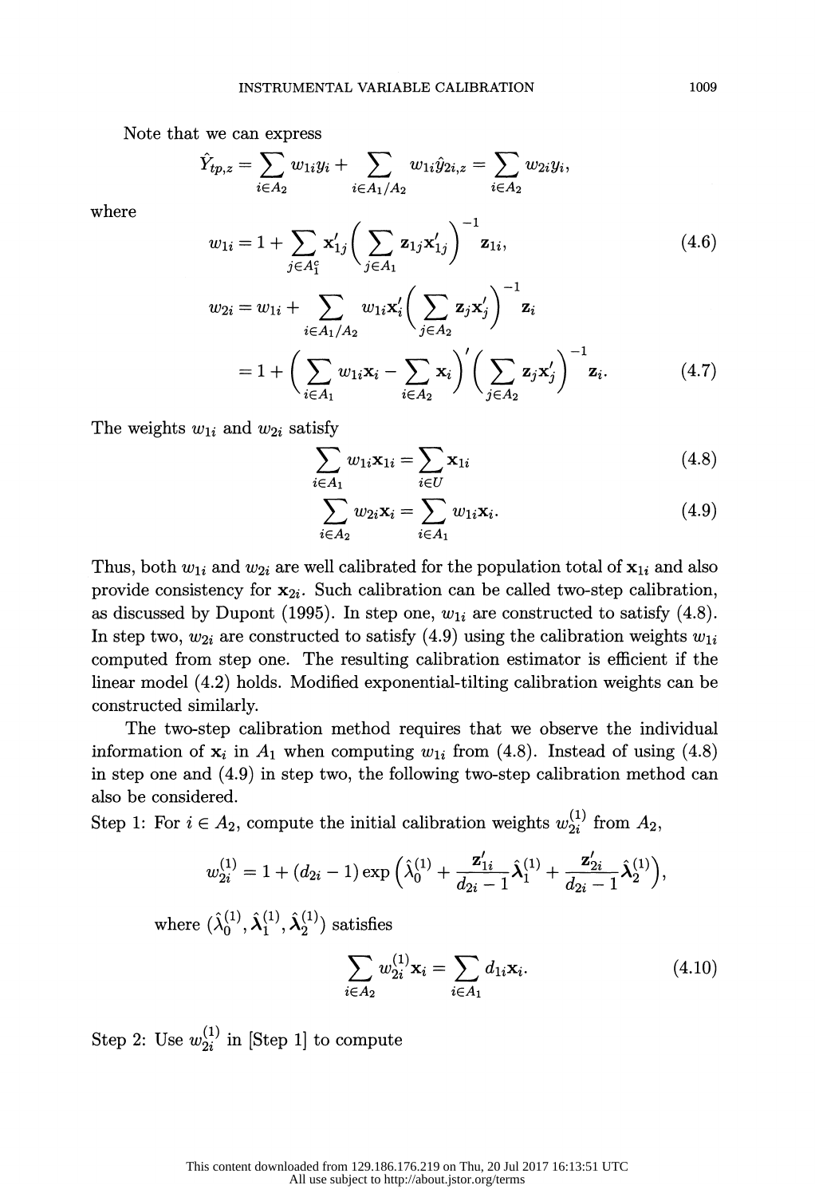Note that we can express

$$\hat{Y}_{tp,z} = \sum_{i \in A_2} w_{1i} y_i + \sum_{i \in A_1/A_2} w_{1i} \hat{y}_{2i,z} = \sum_{i \in A_2} w_{2i} y_i,$$

where

$$w_{1i} = 1 + \sum_{j \in A_1^c} \mathbf{x}_{1j}' \Big( \sum_{j \in A_1} \mathbf{z}_{1j} \mathbf{x}_{1j}' \Big)^{-1} \mathbf{z}_{1i}, \tag{4.6}$$

$$\begin{aligned} w_{2i} &= w_{1i} + \sum_{i \in A_1/A_2} w_{1i} \mathbf{x}_i' \Big( \sum_{j \in A_2} \mathbf{z}_j \mathbf{x}_j' \Big)^{-1} \mathbf{z}_i \\ &= 1 + \Big( \sum_{i \in A_1} w_{1i} \mathbf{x}_i - \sum_{i \in A_2} \mathbf{x}_i \Big)' \Big( \sum_{j \in A_2} \mathbf{z}_j \mathbf{x}_j' \Big)^{-1} \mathbf{z}_i. \end{aligned} \tag{4.7}$$

The weights $w_{1i}$ and $w_{2i}$ satisfy

$$\sum_{i \in A_1} w_{1i} \mathbf{x}_{1i} = \sum_{i \in U} \mathbf{x}_{1i} \tag{4.8}$$

$$\sum_{i \in A_2} w_{2i} \mathbf{x}_i = \sum_{i \in A_1} w_{1i} \mathbf{x}_i. \tag{4.9}$$

Thus, both $w_{1i}$ and $w_{2i}$ are well calibrated for the population total of $\mathbf{x}_{1i}$ and also provide consistency for $\mathbf{x}_{2i}$. Such calibration can be called two-step calibration, as discussed by Dupont (1995). In step one, $w_{1i}$ are constructed to satisfy (4.8). In step two, $w_{2i}$ are constructed to satisfy (4.9) using the calibration weights $w_{1i}$ computed from step one. The resulting calibration estimator is efficient if the linear model (4.2) holds. Modified exponential-tilting calibration weights can be constructed similarly.

The two-step calibration method requires that we observe the individual information of $\mathbf{x}_i$ in $A_1$ when computing $w_{1i}$ from (4.8). Instead of using (4.8) in step one and (4.9) in step two, the following two-step calibration method can also be considered.

Step 1: For $i \in A_2$, compute the initial calibration weights $w_{2i}^{(1)}$ from $A_2$,

$$w_{2i}^{(1)} = 1 + (d_{2i} - 1) \exp \Big( \hat{\lambda}_0^{(1)} + \frac{\mathbf{z}_{1i}'}{d_{2i} - 1} \hat{\boldsymbol{\lambda}}_1^{(1)} + \frac{\mathbf{z}_{2i}'}{d_{2i} - 1} \hat{\boldsymbol{\lambda}}_2^{(1)} \Big),$$

where $(\hat{\lambda}_0^{(1)}, \hat{\boldsymbol{\lambda}}_1^{(1)}, \hat{\boldsymbol{\lambda}}_2^{(1)})$ satisfies

$$\sum_{i \in A_2} w_{2i}^{(1)} \mathbf{x}_i = \sum_{i \in A_1} d_{1i} \mathbf{x}_i. \tag{4.10}$$

Step 2: Use $w_{2i}^{(1)}$ in [Step 1] to compute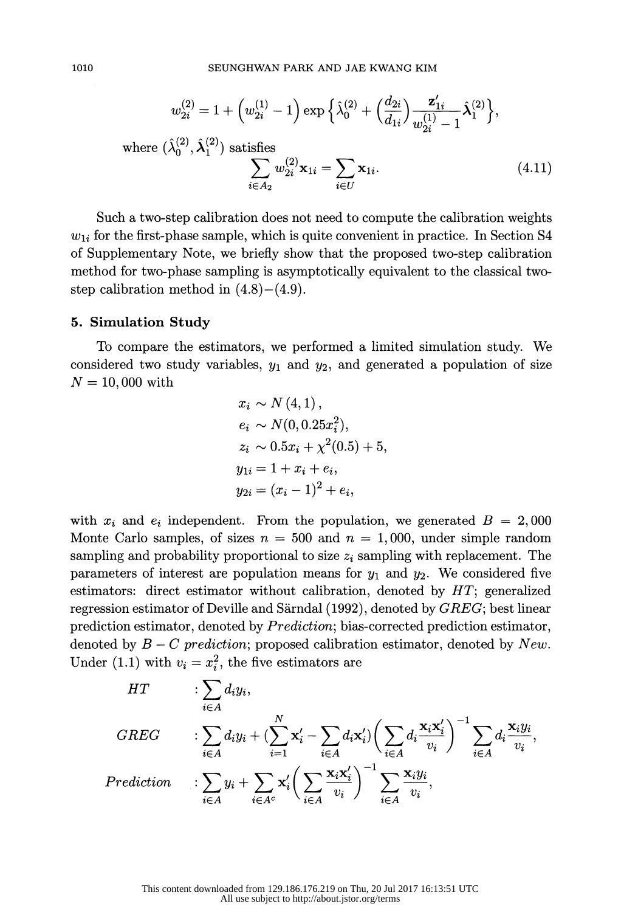$$w_{2i}^{(2)} = 1 + \left(w_{2i}^{(1)} - 1\right) \exp\left\{\hat{\lambda}_0^{(2)} + \left(\frac{d_{2i}}{d_{1i}}\right) \frac{\mathbf{z}_{1i}'}{w_{2i}^{(1)} - 1} \hat{\boldsymbol{\lambda}}_1^{(2)}\right\},$$

where $(\hat{\lambda}_0^{(2)}, \hat{\boldsymbol{\lambda}}_1^{(2)})$ satisfies

$$\sum_{i \in A_2} w_{2i}^{(2)} \mathbf{x}_{1i} = \sum_{i \in U} \mathbf{x}_{1i}. \tag{4.11}$$

Such a two-step calibration does not need to compute the calibration weights $w_{1i}$ for the first-phase sample, which is quite convenient in practice. In Section S4 of Supplementary Note, we briefly show that the proposed two-step calibration method for two-phase sampling is asymptotically equivalent to the classical two-step calibration method in (4.8)−(4.9).

## 5. Simulation Study

To compare the estimators, we performed a limited simulation study. We considered two study variables, $y_1$ and $y_2$, and generated a population of size $N = 10,000$ with

$$\begin{aligned}
x_i &\sim N(4, 1), \\
e_i &\sim N(0, 0.25x_i^2), \\
z_i &\sim 0.5x_i + \chi^2(0.5) + 5, \\
y_{1i} &= 1 + x_i + e_i, \\
y_{2i} &= (x_i - 1)^2 + e_i,
\end{aligned}$$

with $x_i$ and $e_i$ independent. From the population, we generated $B = 2,000$ Monte Carlo samples, of sizes $n = 500$ and $n = 1,000$, under simple random sampling and probability proportional to size $z_i$ sampling with replacement. The parameters of interest are population means for $y_1$ and $y_2$. We considered five estimators: direct estimator without calibration, denoted by *HT*; generalized regression estimator of Deville and Särndal (1992), denoted by *GREG*; best linear prediction estimator, denoted by *Prediction*; bias-corrected prediction estimator, denoted by *B − C prediction*; proposed calibration estimator, denoted by *New*. Under (1.1) with $v_i = x_i^2$, the five estimators are

$$\begin{aligned}
HT \quad &: \sum_{i \in A} d_i y_i, \\
GREG \quad &: \sum_{i \in A} d_i y_i + \Big(\sum_{i=1}^{N} \mathbf{x}_i' - \sum_{i \in A} d_i \mathbf{x}_i'\Big) \Big(\sum_{i \in A} d_i \frac{\mathbf{x}_i \mathbf{x}_i'}{v_i}\Big)^{-1} \sum_{i \in A} d_i \frac{\mathbf{x}_i y_i}{v_i}, \\
Prediction \quad &: \sum_{i \in A} y_i + \sum_{i \in A^c} \mathbf{x}_i' \Big(\sum_{i \in A} \frac{\mathbf{x}_i \mathbf{x}_i'}{v_i}\Big)^{-1} \sum_{i \in A} \frac{\mathbf{x}_i y_i}{v_i},
\end{aligned}$$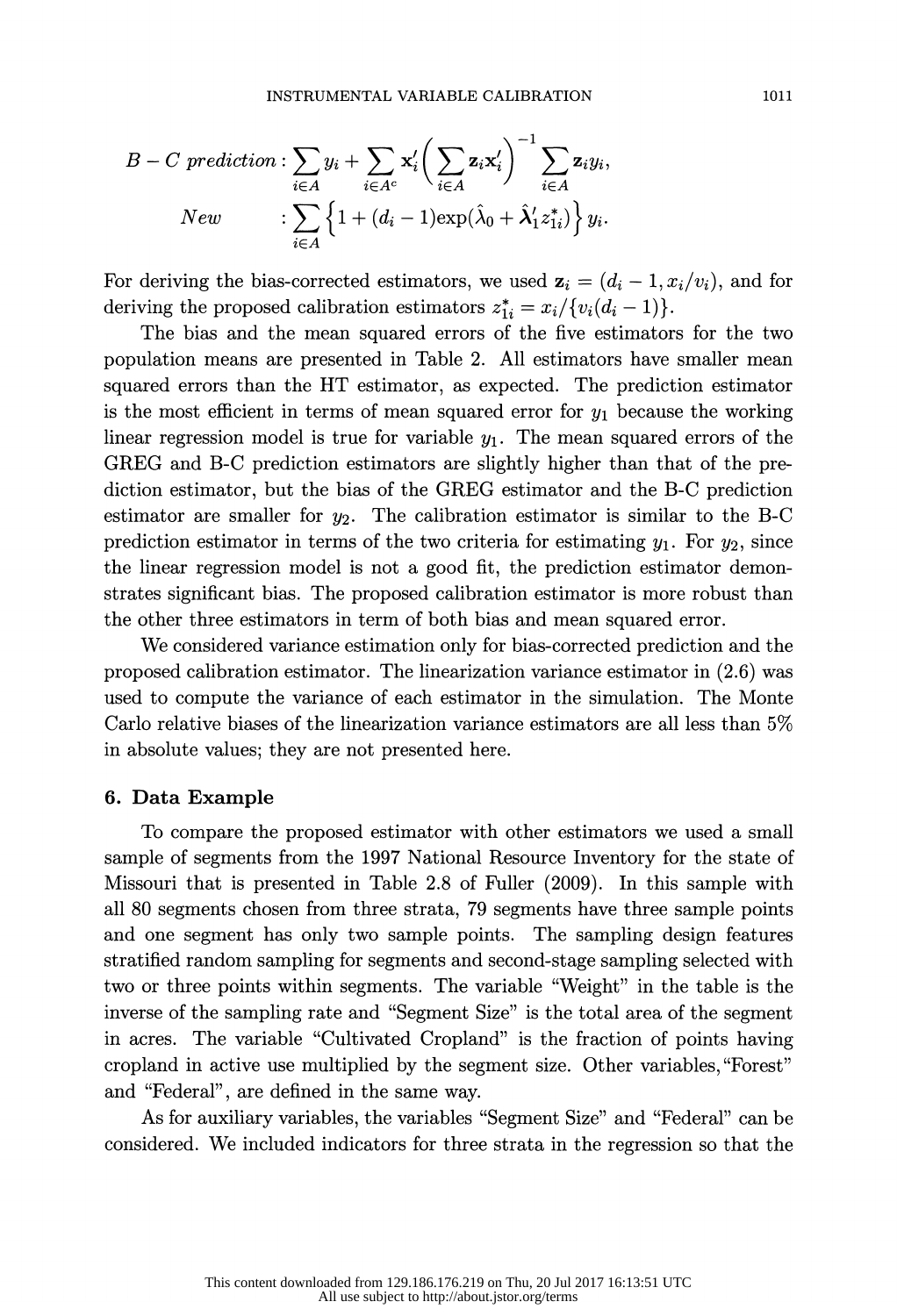$$B - C \; prediction : \sum_{i \in A} y_i + \sum_{i \in A^c} \mathbf{x}_i' \Big( \sum_{i \in A} \mathbf{z}_i \mathbf{x}_i' \Big)^{-1} \sum_{i \in A} \mathbf{z}_i y_i,$$

$$New \quad : \sum_{i \in A} \Big\{ 1 + (d_i - 1) \exp(\hat{\lambda}_0 + \hat{\boldsymbol{\lambda}}_1' z_{1i}^*) \Big\} y_i.$$

For deriving the bias-corrected estimators, we used $\mathbf{z}_i = (d_i - 1, x_i/v_i)$, and for deriving the proposed calibration estimators $z_{1i}^* = x_i/\{v_i(d_i - 1)\}$.

The bias and the mean squared errors of the five estimators for the two population means are presented in Table 2. All estimators have smaller mean squared errors than the HT estimator, as expected. The prediction estimator is the most efficient in terms of mean squared error for $y_1$ because the working linear regression model is true for variable $y_1$. The mean squared errors of the GREG and B-C prediction estimators are slightly higher than that of the prediction estimator, but the bias of the GREG estimator and the B-C prediction estimator are smaller for $y_2$. The calibration estimator is similar to the B-C prediction estimator in terms of the two criteria for estimating $y_1$. For $y_2$, since the linear regression model is not a good fit, the prediction estimator demonstrates significant bias. The proposed calibration estimator is more robust than the other three estimators in term of both bias and mean squared error.

We considered variance estimation only for bias-corrected prediction and the proposed calibration estimator. The linearization variance estimator in (2.6) was used to compute the variance of each estimator in the simulation. The Monte Carlo relative biases of the linearization variance estimators are all less than 5% in absolute values; they are not presented here.

## 6. Data Example

To compare the proposed estimator with other estimators we used a small sample of segments from the 1997 National Resource Inventory for the state of Missouri that is presented in Table 2.8 of Fuller (2009). In this sample with all 80 segments chosen from three strata, 79 segments have three sample points and one segment has only two sample points. The sampling design features stratified random sampling for segments and second-stage sampling selected with two or three points within segments. The variable "Weight" in the table is the inverse of the sampling rate and "Segment Size" is the total area of the segment in acres. The variable "Cultivated Cropland" is the fraction of points having cropland in active use multiplied by the segment size. Other variables, "Forest" and "Federal", are defined in the same way.

As for auxiliary variables, the variables "Segment Size" and "Federal" can be considered. We included indicators for three strata in the regression so that the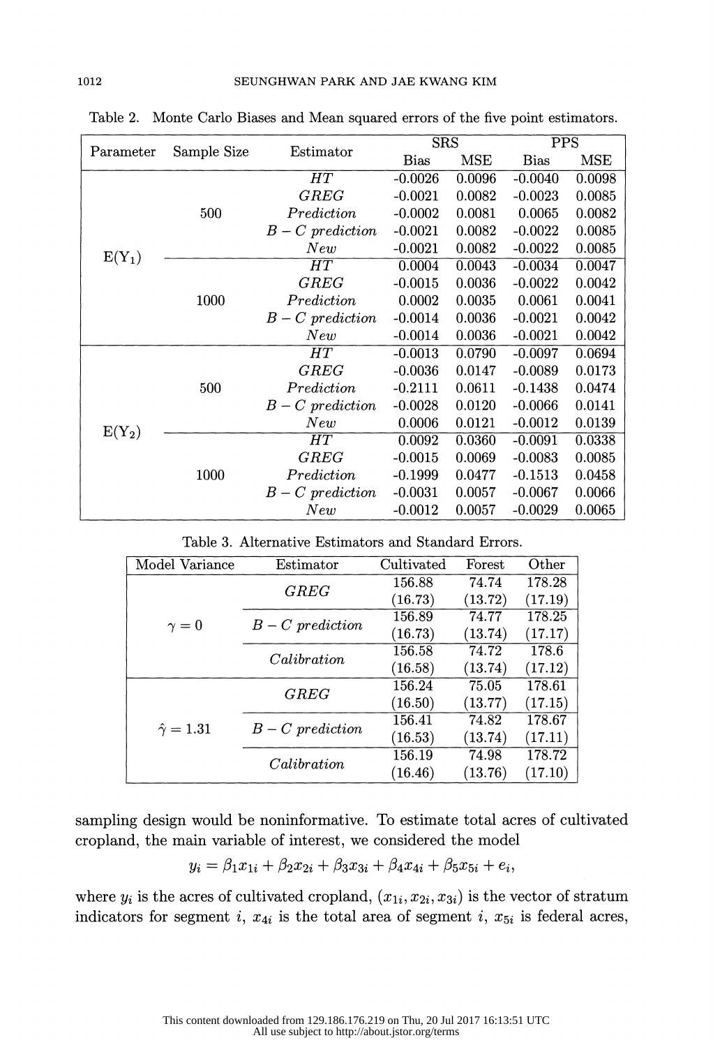Table 2. Monte Carlo Biases and Mean squared errors of the five point estimators.

| Parameter | Sample Size | Estimator | SRS | | PPS | |
|---|---|---|---|---|---|---|
| | | | Bias | MSE | Bias | MSE |
| $E(Y_1)$ | 500 | *HT* | -0.0026 | 0.0096 | -0.0040 | 0.0098 |
| | | *GREG* | -0.0021 | 0.0082 | -0.0023 | 0.0085 |
| | | *Prediction* | -0.0002 | 0.0081 | 0.0065 | 0.0082 |
| | | $B-C$ *prediction* | -0.0021 | 0.0082 | -0.0022 | 0.0085 |
| | | *New* | -0.0021 | 0.0082 | -0.0022 | 0.0085 |
| | 1000 | *HT* | 0.0004 | 0.0043 | -0.0034 | 0.0047 |
| | | *GREG* | -0.0015 | 0.0036 | -0.0022 | 0.0042 |
| | | *Prediction* | 0.0002 | 0.0035 | 0.0061 | 0.0041 |
| | | $B-C$ *prediction* | -0.0014 | 0.0036 | -0.0021 | 0.0042 |
| | | *New* | -0.0014 | 0.0036 | -0.0021 | 0.0042 |
| $E(Y_2)$ | 500 | *HT* | -0.0013 | 0.0790 | -0.0097 | 0.0694 |
| | | *GREG* | -0.0036 | 0.0147 | -0.0089 | 0.0173 |
| | | *Prediction* | -0.2111 | 0.0611 | -0.1438 | 0.0474 |
| | | $B-C$ *prediction* | -0.0028 | 0.0120 | -0.0066 | 0.0141 |
| | | *New* | 0.0006 | 0.0121 | -0.0012 | 0.0139 |
| | 1000 | *HT* | 0.0092 | 0.0360 | -0.0091 | 0.0338 |
| | | *GREG* | -0.0015 | 0.0069 | -0.0083 | 0.0085 |
| | | *Prediction* | -0.1999 | 0.0477 | -0.1513 | 0.0458 |
| | | $B-C$ *prediction* | -0.0031 | 0.0057 | -0.0067 | 0.0066 |
| | | *New* | -0.0012 | 0.0057 | -0.0029 | 0.0065 |

Table 3. Alternative Estimators and Standard Errors.

| Model Variance | Estimator | Cultivated | Forest | Other |
|---|---|---|---|---|
| $\gamma = 0$ | *GREG* | 156.88 | 74.74 | 178.28 |
| | | (16.73) | (13.72) | (17.19) |
| | $B-C$ *prediction* | 156.89 | 74.77 | 178.25 |
| | | (16.73) | (13.74) | (17.17) |
| | *Calibration* | 156.58 | 74.72 | 178.6 |
| | | (16.58) | (13.74) | (17.12) |
| $\hat{\gamma} = 1.31$ | *GREG* | 156.24 | 75.05 | 178.61 |
| | | (16.50) | (13.77) | (17.15) |
| | $B-C$ *prediction* | 156.41 | 74.82 | 178.67 |
| | | (16.53) | (13.74) | (17.11) |
| | *Calibration* | 156.19 | 74.98 | 178.72 |
| | | (16.46) | (13.76) | (17.10) |

sampling design would be noninformative. To estimate total acres of cultivated cropland, the main variable of interest, we considered the model

$$y_i = \beta_1 x_{1i} + \beta_2 x_{2i} + \beta_3 x_{3i} + \beta_4 x_{4i} + \beta_5 x_{5i} + e_i,$$

where $y_i$ is the acres of cultivated cropland, $(x_{1i}, x_{2i}, x_{3i})$ is the vector of stratum indicators for segment $i$, $x_{4i}$ is the total area of segment $i$, $x_{5i}$ is federal acres,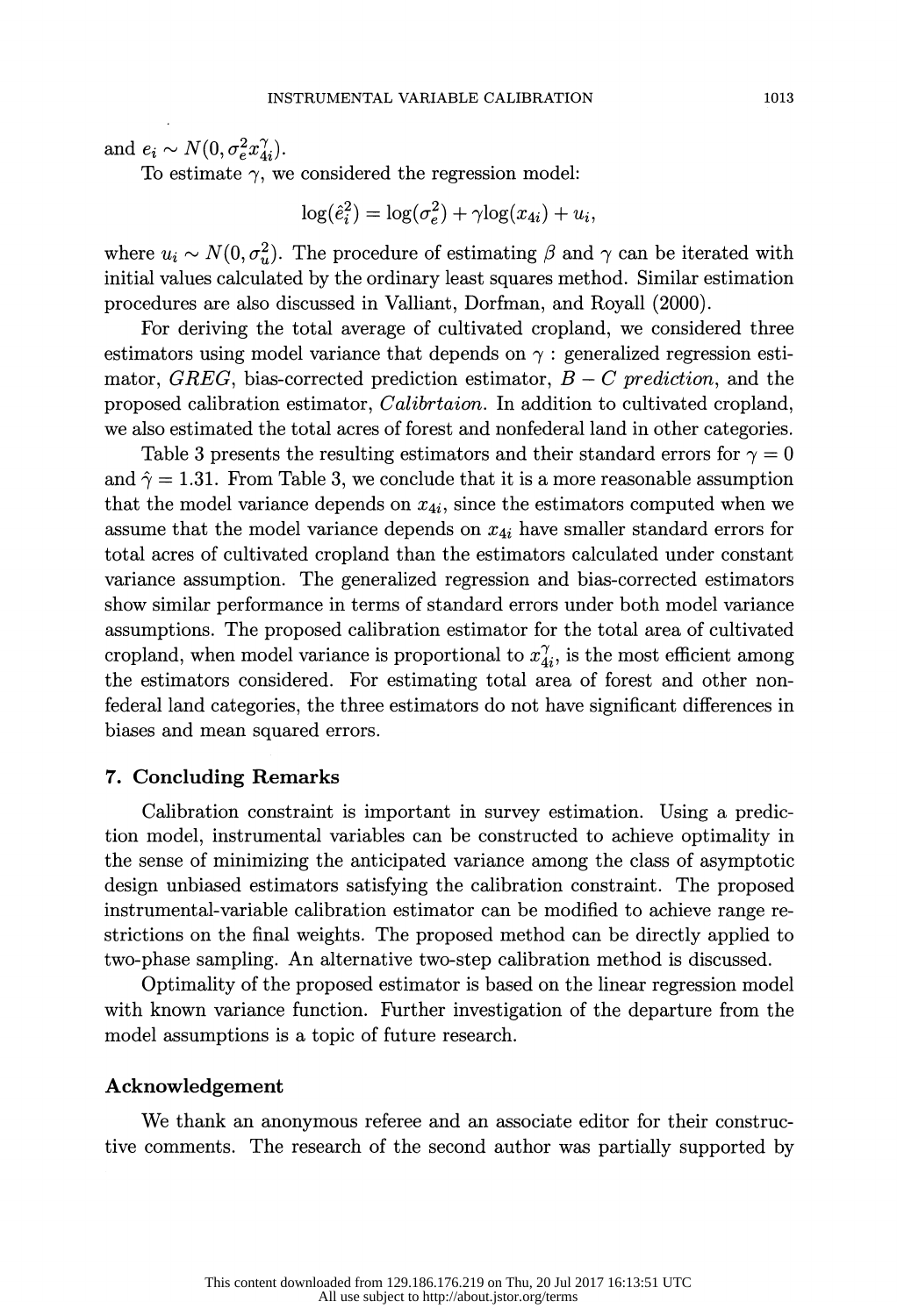and $e_i \sim N(0, \sigma_e^2 x_{4i}^{\gamma})$.

To estimate $\gamma$, we considered the regression model:

$$\log(\hat{e}_i^2) = \log(\sigma_e^2) + \gamma \log(x_{4i}) + u_i,$$

where $u_i \sim N(0, \sigma_u^2)$. The procedure of estimating $\beta$ and $\gamma$ can be iterated with initial values calculated by the ordinary least squares method. Similar estimation procedures are also discussed in Valliant, Dorfman, and Royall (2000).

For deriving the total average of cultivated cropland, we considered three estimators using model variance that depends on $\gamma$ : generalized regression estimator, *GREG*, bias-corrected prediction estimator, *B − C prediction*, and the proposed calibration estimator, *Calibrtaion*. In addition to cultivated cropland, we also estimated the total acres of forest and nonfederal land in other categories.

Table 3 presents the resulting estimators and their standard errors for $\gamma = 0$ and $\hat{\gamma} = 1.31$. From Table 3, we conclude that it is a more reasonable assumption that the model variance depends on $x_{4i}$, since the estimators computed when we assume that the model variance depends on $x_{4i}$ have smaller standard errors for total acres of cultivated cropland than the estimators calculated under constant variance assumption. The generalized regression and bias-corrected estimators show similar performance in terms of standard errors under both model variance assumptions. The proposed calibration estimator for the total area of cultivated cropland, when model variance is proportional to $x_{4i}^{\gamma}$, is the most efficient among the estimators considered. For estimating total area of forest and other non-federal land categories, the three estimators do not have significant differences in biases and mean squared errors.

## 7. Concluding Remarks

Calibration constraint is important in survey estimation. Using a prediction model, instrumental variables can be constructed to achieve optimality in the sense of minimizing the anticipated variance among the class of asymptotic design unbiased estimators satisfying the calibration constraint. The proposed instrumental-variable calibration estimator can be modified to achieve range restrictions on the final weights. The proposed method can be directly applied to two-phase sampling. An alternative two-step calibration method is discussed.

Optimality of the proposed estimator is based on the linear regression model with known variance function. Further investigation of the departure from the model assumptions is a topic of future research.

## Acknowledgement

We thank an anonymous referee and an associate editor for their constructive comments. The research of the second author was partially supported by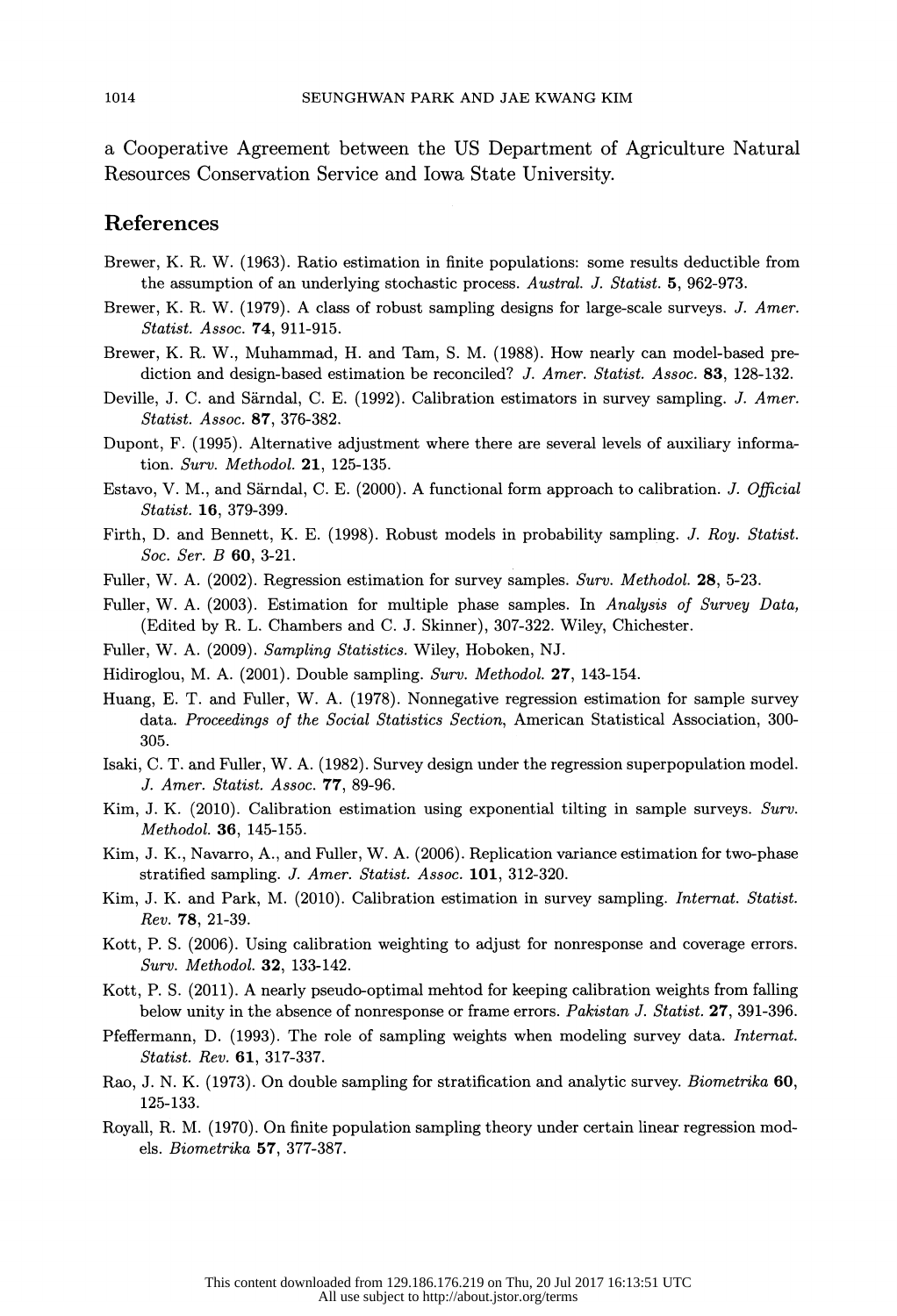a Cooperative Agreement between the US Department of Agriculture Natural Resources Conservation Service and Iowa State University.

## References

Brewer, K. R. W. (1963). Ratio estimation in finite populations: some results deductible from the assumption of an underlying stochastic process. *Austral. J. Statist.* **5**, 962-973.

Brewer, K. R. W. (1979). A class of robust sampling designs for large-scale surveys. *J. Amer. Statist. Assoc.* **74**, 911-915.

Brewer, K. R. W., Muhammad, H. and Tam, S. M. (1988). How nearly can model-based prediction and design-based estimation be reconciled? *J. Amer. Statist. Assoc.* **83**, 128-132.

Deville, J. C. and Särndal, C. E. (1992). Calibration estimators in survey sampling. *J. Amer. Statist. Assoc.* **87**, 376-382.

Dupont, F. (1995). Alternative adjustment where there are several levels of auxiliary information. *Surv. Methodol.* **21**, 125-135.

Estavo, V. M., and Särndal, C. E. (2000). A functional form approach to calibration. *J. Official Statist.* **16**, 379-399.

Firth, D. and Bennett, K. E. (1998). Robust models in probability sampling. *J. Roy. Statist. Soc. Ser. B* **60**, 3-21.

Fuller, W. A. (2002). Regression estimation for survey samples. *Surv. Methodol.* **28**, 5-23.

Fuller, W. A. (2003). Estimation for multiple phase samples. In *Analysis of Survey Data,* (Edited by R. L. Chambers and C. J. Skinner), 307-322. Wiley, Chichester.

Fuller, W. A. (2009). *Sampling Statistics.* Wiley, Hoboken, NJ.

Hidiroglou, M. A. (2001). Double sampling. *Surv. Methodol.* **27**, 143-154.

Huang, E. T. and Fuller, W. A. (1978). Nonnegative regression estimation for sample survey data. *Proceedings of the Social Statistics Section*, American Statistical Association, 300-305.

Isaki, C. T. and Fuller, W. A. (1982). Survey design under the regression superpopulation model. *J. Amer. Statist. Assoc.* **77**, 89-96.

Kim, J. K. (2010). Calibration estimation using exponential tilting in sample surveys. *Surv. Methodol.* **36**, 145-155.

Kim, J. K., Navarro, A., and Fuller, W. A. (2006). Replication variance estimation for two-phase stratified sampling. *J. Amer. Statist. Assoc.* **101**, 312-320.

Kim, J. K. and Park, M. (2010). Calibration estimation in survey sampling. *Internat. Statist. Rev.* **78**, 21-39.

Kott, P. S. (2006). Using calibration weighting to adjust for nonresponse and coverage errors. *Surv. Methodol.* **32**, 133-142.

Kott, P. S. (2011). A nearly pseudo-optimal mehtod for keeping calibration weights from falling below unity in the absence of nonresponse or frame errors. *Pakistan J. Statist.* **27**, 391-396.

Pfeffermann, D. (1993). The role of sampling weights when modeling survey data. *Internat. Statist. Rev.* **61**, 317-337.

Rao, J. N. K. (1973). On double sampling for stratification and analytic survey. *Biometrika* **60**, 125-133.

Royall, R. M. (1970). On finite population sampling theory under certain linear regression models. *Biometrika* **57**, 377-387.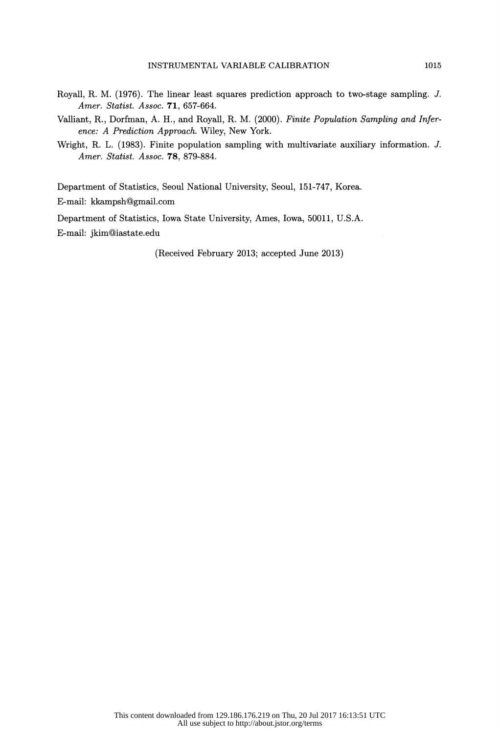Royall, R. M. (1976). The linear least squares prediction approach to two-stage sampling. *J. Amer. Statist. Assoc.* **71**, 657-664.

Valliant, R., Dorfman, A. H., and Royall, R. M. (2000). *Finite Population Sampling and Inference: A Prediction Approach.* Wiley, New York.

Wright, R. L. (1983). Finite population sampling with multivariate auxiliary information. *J. Amer. Statist. Assoc.* **78**, 879-884.

Department of Statistics, Seoul National University, Seoul, 151-747, Korea.

E-mail: kkampsh@gmail.com

Department of Statistics, Iowa State University, Ames, Iowa, 50011, U.S.A.

E-mail: jkim@iastate.edu

(Received February 2013; accepted June 2013)